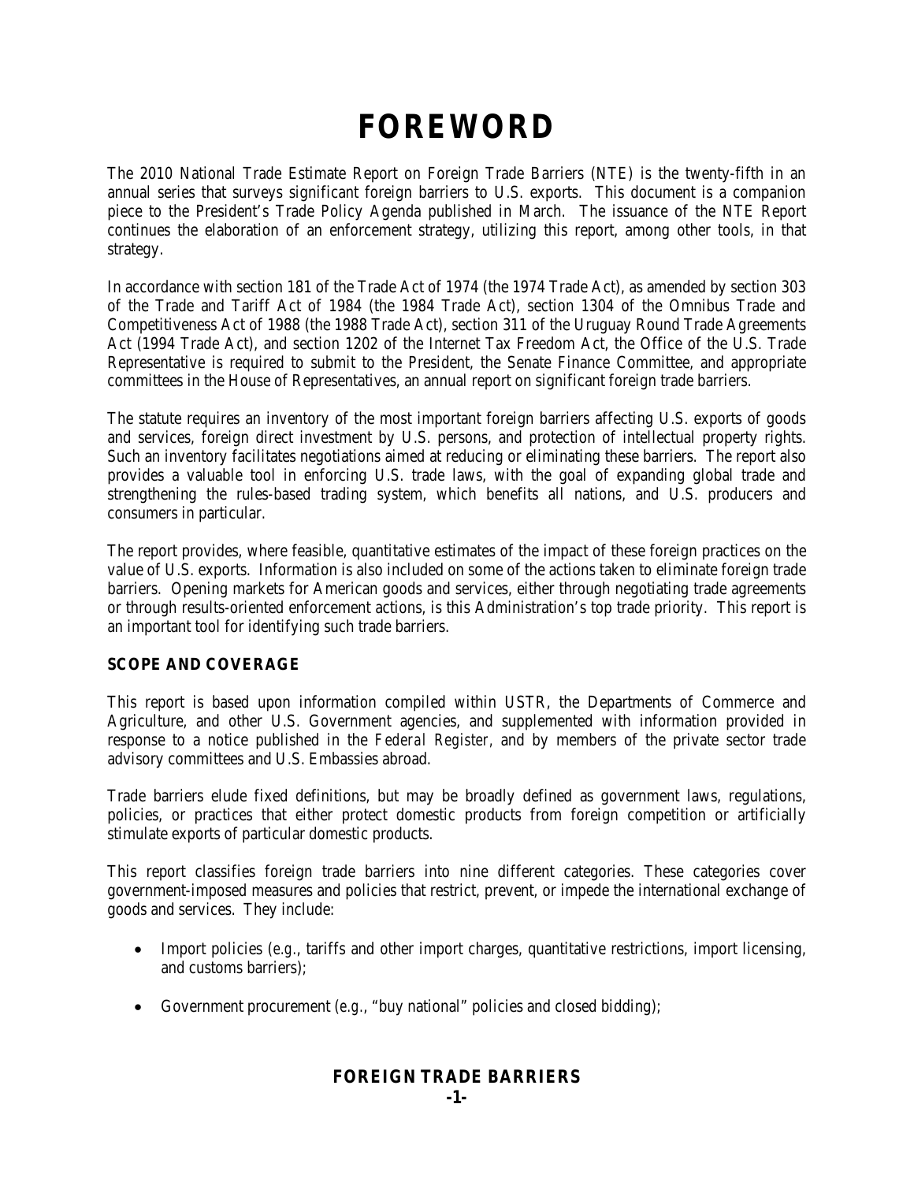# FOREWORD

The 2010 National Trade Estimate Report on Foreign Trade Barriers (NTE) is the twenty-fifth in an annual series that surveys significant foreign barriers to U.S. exports. This document is a companion piece to the President's Trade Policy Agenda published in March. The issuance of the NTE Report continues the elaboration of an enforcement strategy, utilizing this report, among other tools, in that strategy.

In accordance with section 181 of the Trade Act of 1974 (the 1974 Trade Act), as amended by section 303 of the Trade and Tariff Act of 1984 (the 1984 Trade Act), section 1304 of the Omnibus Trade and Competitiveness Act of 1988 (the 1988 Trade Act), section 311 of the Uruguay Round Trade Agreements Act (1994 Trade Act), and section 1202 of the Internet Tax Freedom Act, the Office of the U.S. Trade Representative is required to submit to the President, the Senate Finance Committee, and appropriate committees in the House of Representatives, an annual report on significant foreign trade barriers.

The statute requires an inventory of the most important foreign barriers affecting U.S. exports of goods and services, foreign direct investment by U.S. persons, and protection of intellectual property rights. Such an inventory facilitates negotiations aimed at reducing or eliminating these barriers. The report also provides a valuable tool in enforcing U.S. trade laws, with the goal of expanding global trade and strengthening the rules-based trading system, which benefits all nations, and U.S. producers and consumers in particular.

The report provides, where feasible, quantitative estimates of the impact of these foreign practices on the value of U.S. exports. Information is also included on some of the actions taken to eliminate foreign trade barriers. Opening markets for American goods and services, either through negotiating trade agreements or through results-oriented enforcement actions, is this Administration's top trade priority. This report is an important tool for identifying such trade barriers.

### SCOPE AND COVERAGE

This report is based upon information compiled within USTR, the Departments of Commerce and Agriculture, and other U.S. Government agencies, and supplemented with information provided in response to a notice published in the *Federal Register*, and by members of the private sector trade advisory committees and U.S. Embassies abroad.

Trade barriers elude fixed definitions, but may be broadly defined as government laws, regulations, policies, or practices that either protect domestic products from foreign competition or artificially stimulate exports of particular domestic products.

This report classifies foreign trade barriers into nine different categories. These categories cover government-imposed measures and policies that restrict, prevent, or impede the international exchange of goods and services. They include:

- Import policies (*e.g.*, tariffs and other import charges, quantitative restrictions, import licensing, and customs barriers);
- Government procurement (*e.g.*, "buy national" policies and closed bidding);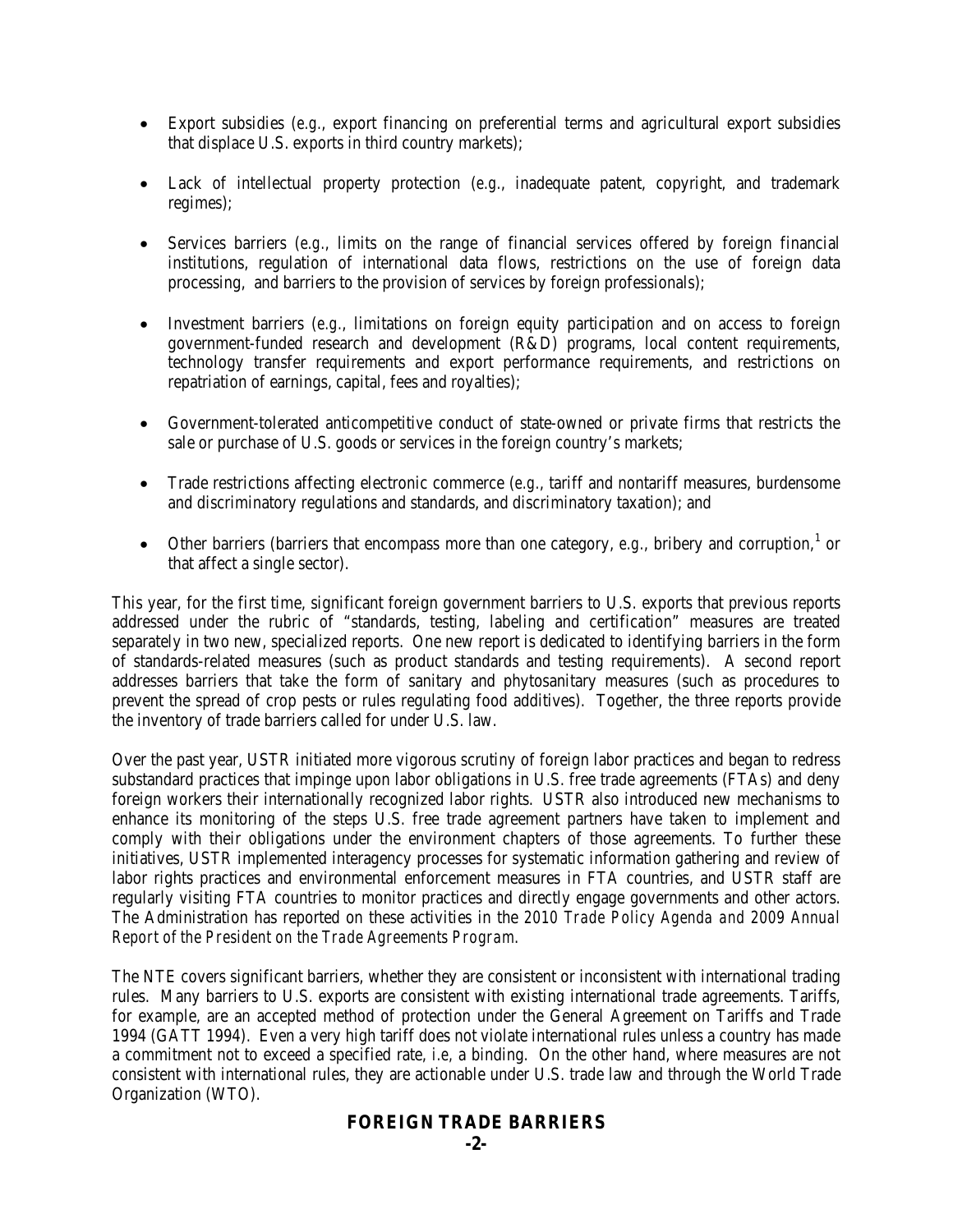- Export subsidies (*e.g.*, export financing on preferential terms and agricultural export subsidies that displace U.S. exports in third country markets);

- Lack of intellectual property protection (*e.g.*, inadequate patent, copyright, and trademark regimes);

- Services barriers (*e.g.*, limits on the range of financial services offered by foreign financial institutions, regulation of international data flows, restrictions on the use of foreign data processing, and barriers to the provision of services by foreign professionals);

- Investment barriers (*e.g.*, limitations on foreign equity participation and on access to foreign government-funded research and development (R&D) programs, local content requirements, technology transfer requirements and export performance requirements, and restrictions on repatriation of earnings, capital, fees and royalties);

- Government-tolerated anticompetitive conduct of state-owned or private firms that restricts the sale or purchase of U.S. goods or services in the foreign country's markets;

- Trade restrictions affecting electronic commerce (*e.g.*, tariff and nontariff measures, burdensome and discriminatory regulations and standards, and discriminatory taxation); and

- Other barriers (barriers that encompass more than one category, *e.g.*, bribery and corruption,[1] or that affect a single sector).

This year, for the first time, significant foreign government barriers to U.S. exports that previous reports addressed under the rubric of "standards, testing, labeling and certification" measures are treated separately in two new, specialized reports. One new report is dedicated to identifying barriers in the form of standards-related measures (such as product standards and testing requirements). A second report addresses barriers that take the form of sanitary and phytosanitary measures (such as procedures to prevent the spread of crop pests or rules regulating food additives). Together, the three reports provide the inventory of trade barriers called for under U.S. law.

Over the past year, USTR initiated more vigorous scrutiny of foreign labor practices and began to redress substandard practices that impinge upon labor obligations in U.S. free trade agreements (FTAs) and deny foreign workers their internationally recognized labor rights. USTR also introduced new mechanisms to enhance its monitoring of the steps U.S. free trade agreement partners have taken to implement and comply with their obligations under the environment chapters of those agreements. To further these initiatives, USTR implemented interagency processes for systematic information gathering and review of labor rights practices and environmental enforcement measures in FTA countries, and USTR staff are regularly visiting FTA countries to monitor practices and directly engage governments and other actors. The Administration has reported on these activities in the *2010 Trade Policy Agenda and 2009 Annual Report of the President on the Trade Agreements Program*.

The NTE covers significant barriers, whether they are consistent or inconsistent with international trading rules. Many barriers to U.S. exports are consistent with existing international trade agreements. Tariffs, for example, are an accepted method of protection under the General Agreement on Tariffs and Trade 1994 (GATT 1994). Even a very high tariff does not violate international rules unless a country has made a commitment not to exceed a specified rate, *i.e*, a binding. On the other hand, where measures are not consistent with international rules, they are actionable under U.S. trade law and through the World Trade Organization (WTO).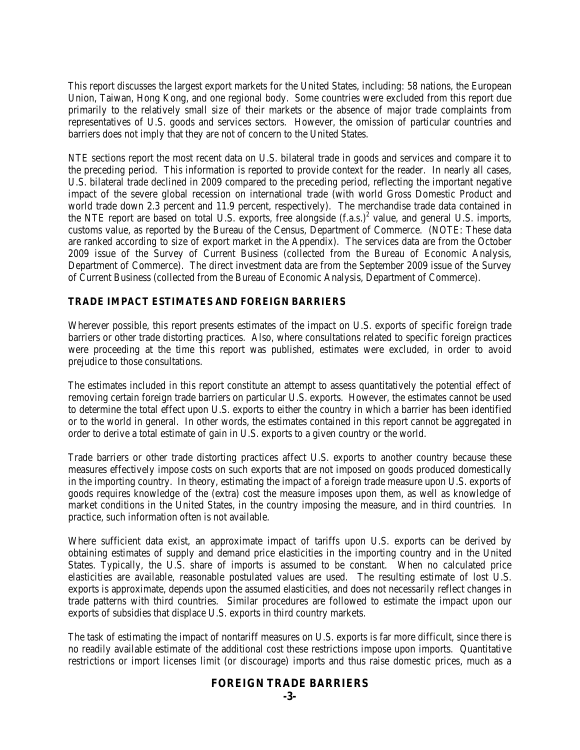This report discusses the largest export markets for the United States, including: 58 nations, the European Union, Taiwan, Hong Kong, and one regional body. Some countries were excluded from this report due primarily to the relatively small size of their markets or the absence of major trade complaints from representatives of U.S. goods and services sectors. However, the omission of particular countries and barriers does not imply that they are not of concern to the United States.

NTE sections report the most recent data on U.S. bilateral trade in goods and services and compare it to the preceding period. This information is reported to provide context for the reader. In nearly all cases, U.S. bilateral trade declined in 2009 compared to the preceding period, reflecting the important negative impact of the severe global recession on international trade (with world Gross Domestic Product and world trade down 2.3 percent and 11.9 percent, respectively). The merchandise trade data contained in the NTE report are based on total U.S. exports, free alongside (f.a.s.)[2] value, and general U.S. imports, customs value, as reported by the Bureau of the Census, Department of Commerce. (NOTE: These data are ranked according to size of export market in the Appendix). The services data are from the October 2009 issue of the Survey of Current Business (collected from the Bureau of Economic Analysis, Department of Commerce). The direct investment data are from the September 2009 issue of the Survey of Current Business (collected from the Bureau of Economic Analysis, Department of Commerce).

## TRADE IMPACT ESTIMATES AND FOREIGN BARRIERS

Wherever possible, this report presents estimates of the impact on U.S. exports of specific foreign trade barriers or other trade distorting practices. Also, where consultations related to specific foreign practices were proceeding at the time this report was published, estimates were excluded, in order to avoid prejudice to those consultations.

The estimates included in this report constitute an attempt to assess quantitatively the potential effect of removing certain foreign trade barriers on particular U.S. exports. However, the estimates cannot be used to determine the total effect upon U.S. exports to either the country in which a barrier has been identified or to the world in general. In other words, the estimates contained in this report cannot be aggregated in order to derive a total estimate of gain in U.S. exports to a given country or the world.

Trade barriers or other trade distorting practices affect U.S. exports to another country because these measures effectively impose costs on such exports that are not imposed on goods produced domestically in the importing country. In theory, estimating the impact of a foreign trade measure upon U.S. exports of goods requires knowledge of the (extra) cost the measure imposes upon them, as well as knowledge of market conditions in the United States, in the country imposing the measure, and in third countries. In practice, such information often is not available.

Where sufficient data exist, an approximate impact of tariffs upon U.S. exports can be derived by obtaining estimates of supply and demand price elasticities in the importing country and in the United States. Typically, the U.S. share of imports is assumed to be constant. When no calculated price elasticities are available, reasonable postulated values are used. The resulting estimate of lost U.S. exports is approximate, depends upon the assumed elasticities, and does not necessarily reflect changes in trade patterns with third countries. Similar procedures are followed to estimate the impact upon our exports of subsidies that displace U.S. exports in third country markets.

The task of estimating the impact of nontariff measures on U.S. exports is far more difficult, since there is no readily available estimate of the additional cost these restrictions impose upon imports. Quantitative restrictions or import licenses limit (or discourage) imports and thus raise domestic prices, much as a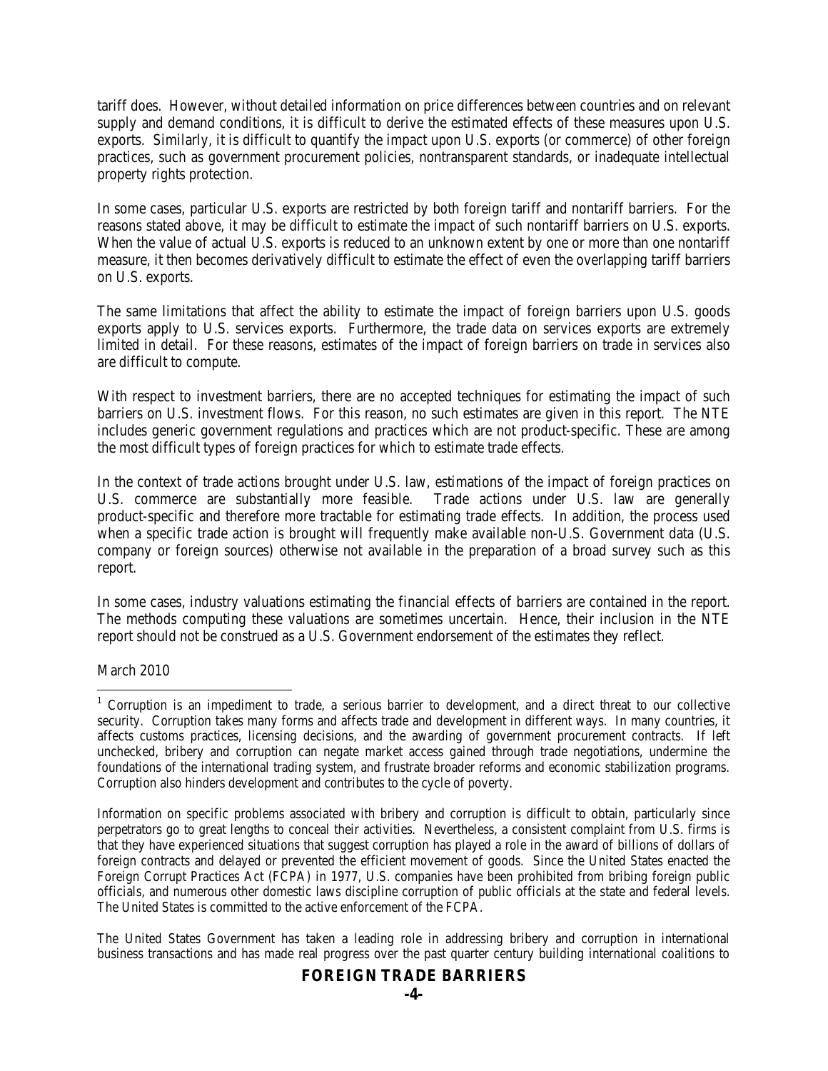tariff does. However, without detailed information on price differences between countries and on relevant supply and demand conditions, it is difficult to derive the estimated effects of these measures upon U.S. exports. Similarly, it is difficult to quantify the impact upon U.S. exports (or commerce) of other foreign practices, such as government procurement policies, nontransparent standards, or inadequate intellectual property rights protection.

In some cases, particular U.S. exports are restricted by both foreign tariff and nontariff barriers. For the reasons stated above, it may be difficult to estimate the impact of such nontariff barriers on U.S. exports. When the value of actual U.S. exports is reduced to an unknown extent by one or more than one nontariff measure, it then becomes derivatively difficult to estimate the effect of even the overlapping tariff barriers on U.S. exports.

The same limitations that affect the ability to estimate the impact of foreign barriers upon U.S. goods exports apply to U.S. services exports. Furthermore, the trade data on services exports are extremely limited in detail. For these reasons, estimates of the impact of foreign barriers on trade in services also are difficult to compute.

With respect to investment barriers, there are no accepted techniques for estimating the impact of such barriers on U.S. investment flows. For this reason, no such estimates are given in this report. The NTE includes generic government regulations and practices which are not product-specific. These are among the most difficult types of foreign practices for which to estimate trade effects.

In the context of trade actions brought under U.S. law, estimations of the impact of foreign practices on U.S. commerce are substantially more feasible. Trade actions under U.S. law are generally product-specific and therefore more tractable for estimating trade effects. In addition, the process used when a specific trade action is brought will frequently make available non-U.S. Government data (U.S. company or foreign sources) otherwise not available in the preparation of a broad survey such as this report.

In some cases, industry valuations estimating the financial effects of barriers are contained in the report. The methods computing these valuations are sometimes uncertain. Hence, their inclusion in the NTE report should not be construed as a U.S. Government endorsement of the estimates they reflect.

March 2010

---

[1] Corruption is an impediment to trade, a serious barrier to development, and a direct threat to our collective security. Corruption takes many forms and affects trade and development in different ways. In many countries, it affects customs practices, licensing decisions, and the awarding of government procurement contracts. If left unchecked, bribery and corruption can negate market access gained through trade negotiations, undermine the foundations of the international trading system, and frustrate broader reforms and economic stabilization programs. Corruption also hinders development and contributes to the cycle of poverty.

Information on specific problems associated with bribery and corruption is difficult to obtain, particularly since perpetrators go to great lengths to conceal their activities. Nevertheless, a consistent complaint from U.S. firms is that they have experienced situations that suggest corruption has played a role in the award of billions of dollars of foreign contracts and delayed or prevented the efficient movement of goods. Since the United States enacted the Foreign Corrupt Practices Act (FCPA) in 1977, U.S. companies have been prohibited from bribing foreign public officials, and numerous other domestic laws discipline corruption of public officials at the state and federal levels. The United States is committed to the active enforcement of the FCPA.

The United States Government has taken a leading role in addressing bribery and corruption in international business transactions and has made real progress over the past quarter century building international coalitions to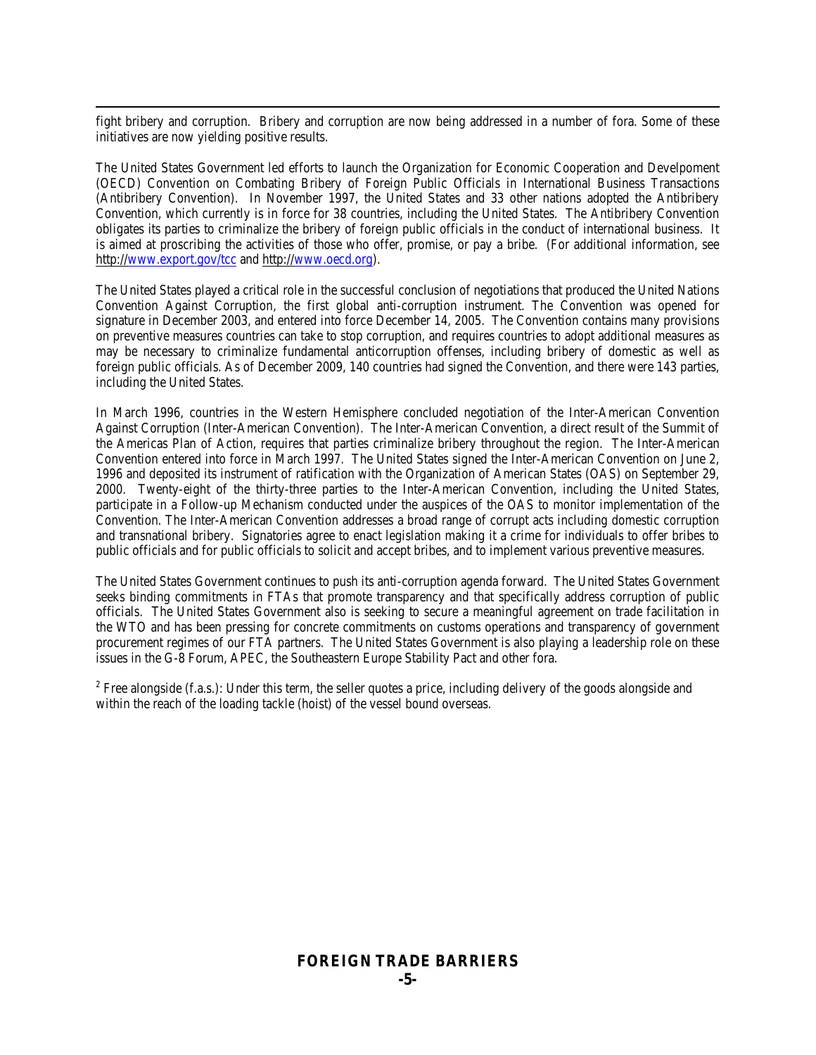fight bribery and corruption. Bribery and corruption are now being addressed in a number of fora. Some of these initiatives are now yielding positive results.

The United States Government led efforts to launch the Organization for Economic Cooperation and Develpoment (OECD) Convention on Combating Bribery of Foreign Public Officials in International Business Transactions (Antibribery Convention). In November 1997, the United States and 33 other nations adopted the Antibribery Convention, which currently is in force for 38 countries, including the United States. The Antibribery Convention obligates its parties to criminalize the bribery of foreign public officials in the conduct of international business. It is aimed at proscribing the activities of those who offer, promise, or pay a bribe. (For additional information, see http://www.export.gov/tcc and http://www.oecd.org).

The United States played a critical role in the successful conclusion of negotiations that produced the United Nations Convention Against Corruption, the first global anti-corruption instrument. The Convention was opened for signature in December 2003, and entered into force December 14, 2005. The Convention contains many provisions on preventive measures countries can take to stop corruption, and requires countries to adopt additional measures as may be necessary to criminalize fundamental anticorruption offenses, including bribery of domestic as well as foreign public officials. As of December 2009, 140 countries had signed the Convention, and there were 143 parties, including the United States.

In March 1996, countries in the Western Hemisphere concluded negotiation of the Inter-American Convention Against Corruption (Inter-American Convention). The Inter-American Convention, a direct result of the Summit of the Americas Plan of Action, requires that parties criminalize bribery throughout the region. The Inter-American Convention entered into force in March 1997. The United States signed the Inter-American Convention on June 2, 1996 and deposited its instrument of ratification with the Organization of American States (OAS) on September 29, 2000. Twenty-eight of the thirty-three parties to the Inter-American Convention, including the United States, participate in a Follow-up Mechanism conducted under the auspices of the OAS to monitor implementation of the Convention. The Inter-American Convention addresses a broad range of corrupt acts including domestic corruption and transnational bribery. Signatories agree to enact legislation making it a crime for individuals to offer bribes to public officials and for public officials to solicit and accept bribes, and to implement various preventive measures.

The United States Government continues to push its anti-corruption agenda forward. The United States Government seeks binding commitments in FTAs that promote transparency and that specifically address corruption of public officials. The United States Government also is seeking to secure a meaningful agreement on trade facilitation in the WTO and has been pressing for concrete commitments on customs operations and transparency of government procurement regimes of our FTA partners. The United States Government is also playing a leadership role on these issues in the G-8 Forum, APEC, the Southeastern Europe Stability Pact and other fora.

[2] Free alongside (f.a.s.): Under this term, the seller quotes a price, including delivery of the goods alongside and within the reach of the loading tackle (hoist) of the vessel bound overseas.